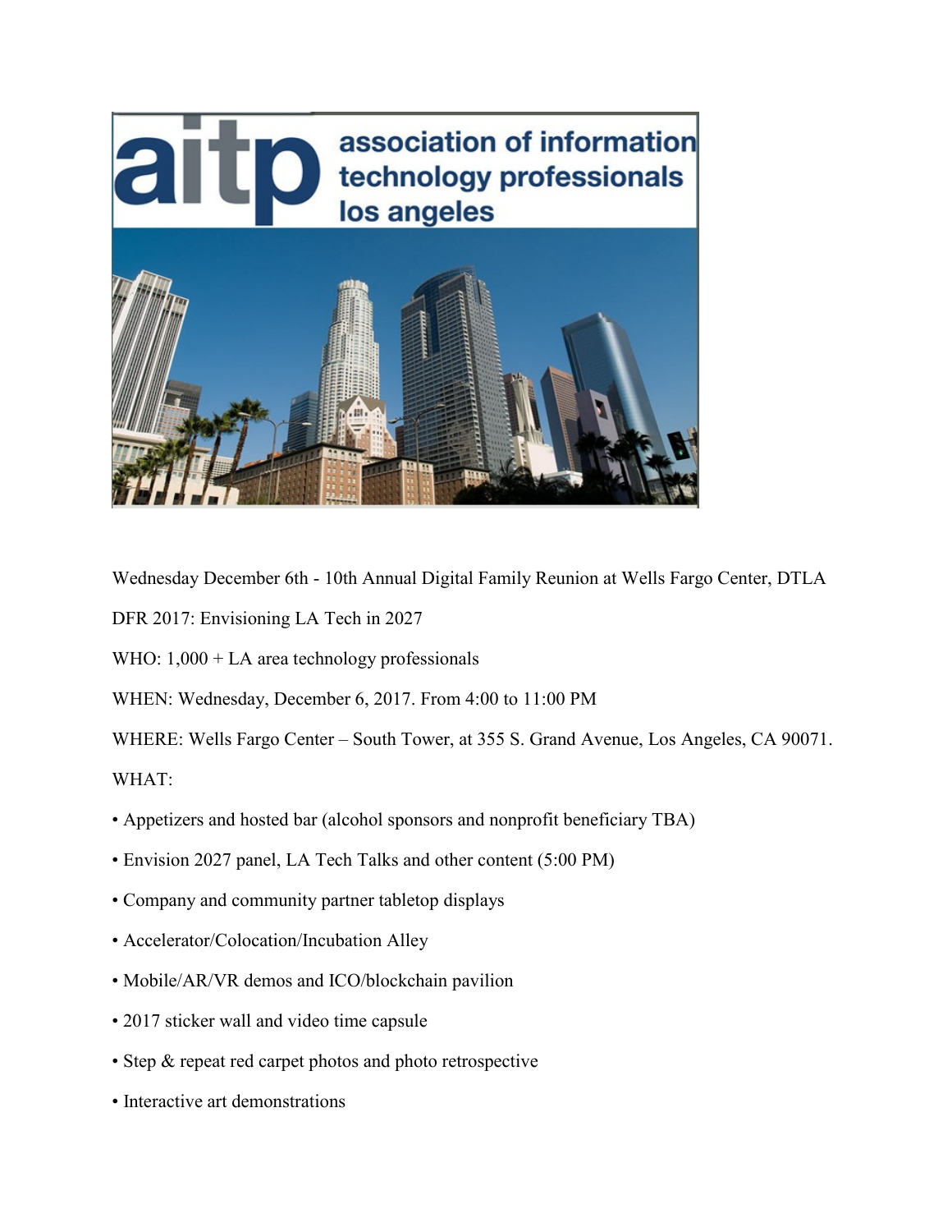Wednesday December 6th - 10th Annual Digital Family Reunion at Wells Fargo Center, DTLA

DFR 2017: Envisioning LA Tech in 2027

WHO: 1,000 + LA area technology professionals

WHEN: Wednesday, December 6, 2017. From 4:00 to 11:00 PM

WHERE: Wells Fargo Center – South Tower, at 355 S. Grand Avenue, Los Angeles, CA 90071.

WHAT:

- Appetizers and hosted bar (alcohol sponsors and nonprofit beneficiary TBA)
- Envision 2027 panel, LA Tech Talks and other content (5:00 PM)
- Company and community partner tabletop displays
- Accelerator/Colocation/Incubation Alley
- Mobile/AR/VR demos and ICO/blockchain pavilion
- 2017 sticker wall and video time capsule
- Step & repeat red carpet photos and photo retrospective
- Interactive art demonstrations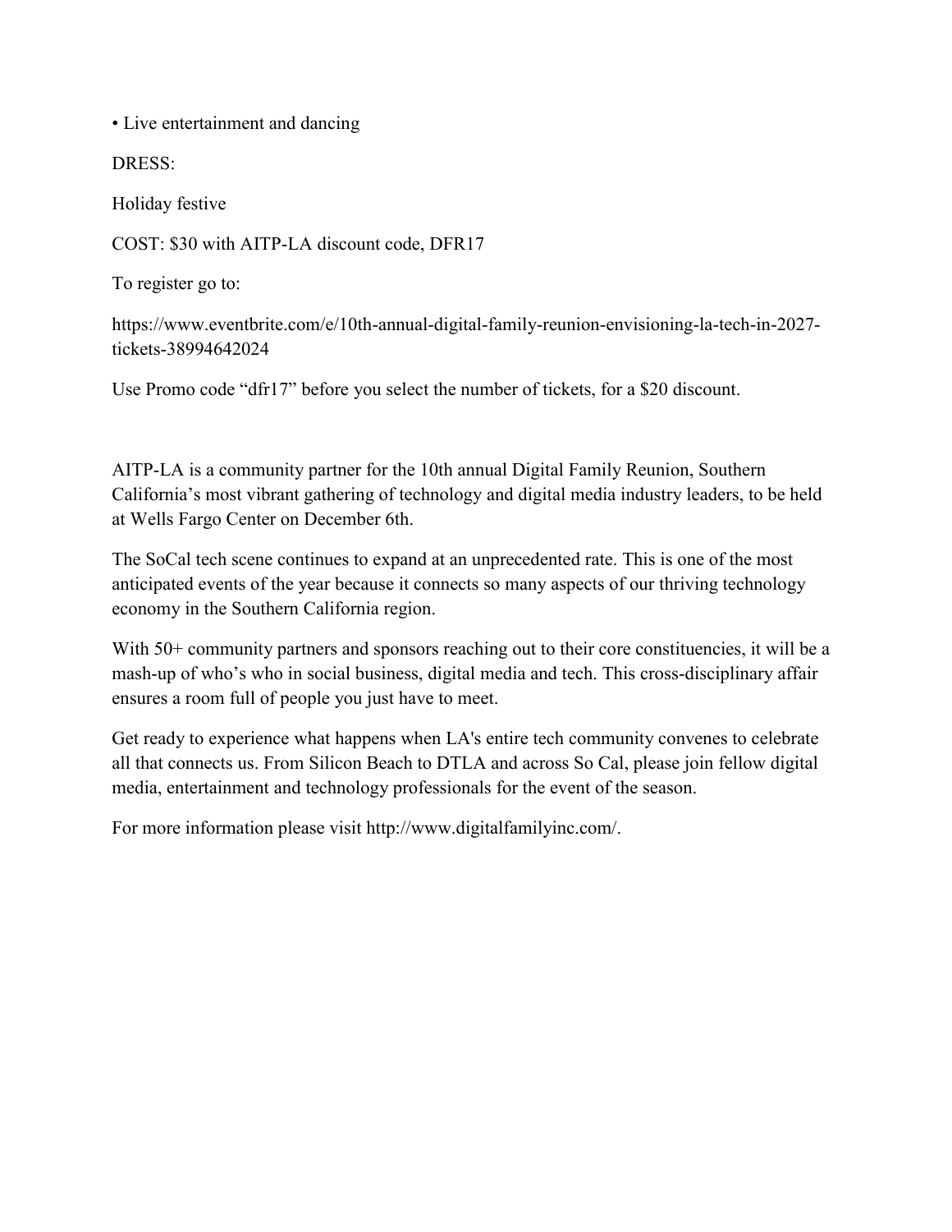• Live entertainment and dancing

DRESS:

Holiday festive

COST: $30 with AITP-LA discount code, DFR17

To register go to:

https://www.eventbrite.com/e/10th-annual-digital-family-reunion-envisioning-la-tech-in-2027-tickets-38994642024

Use Promo code “dfr17” before you select the number of tickets, for a $20 discount.

AITP-LA is a community partner for the 10th annual Digital Family Reunion, Southern California’s most vibrant gathering of technology and digital media industry leaders, to be held at Wells Fargo Center on December 6th.

The SoCal tech scene continues to expand at an unprecedented rate. This is one of the most anticipated events of the year because it connects so many aspects of our thriving technology economy in the Southern California region.

With 50+ community partners and sponsors reaching out to their core constituencies, it will be a mash-up of who’s who in social business, digital media and tech. This cross-disciplinary affair ensures a room full of people you just have to meet.

Get ready to experience what happens when LA's entire tech community convenes to celebrate all that connects us. From Silicon Beach to DTLA and across So Cal, please join fellow digital media, entertainment and technology professionals for the event of the season.

For more information please visit http://www.digitalfamilyinc.com/.